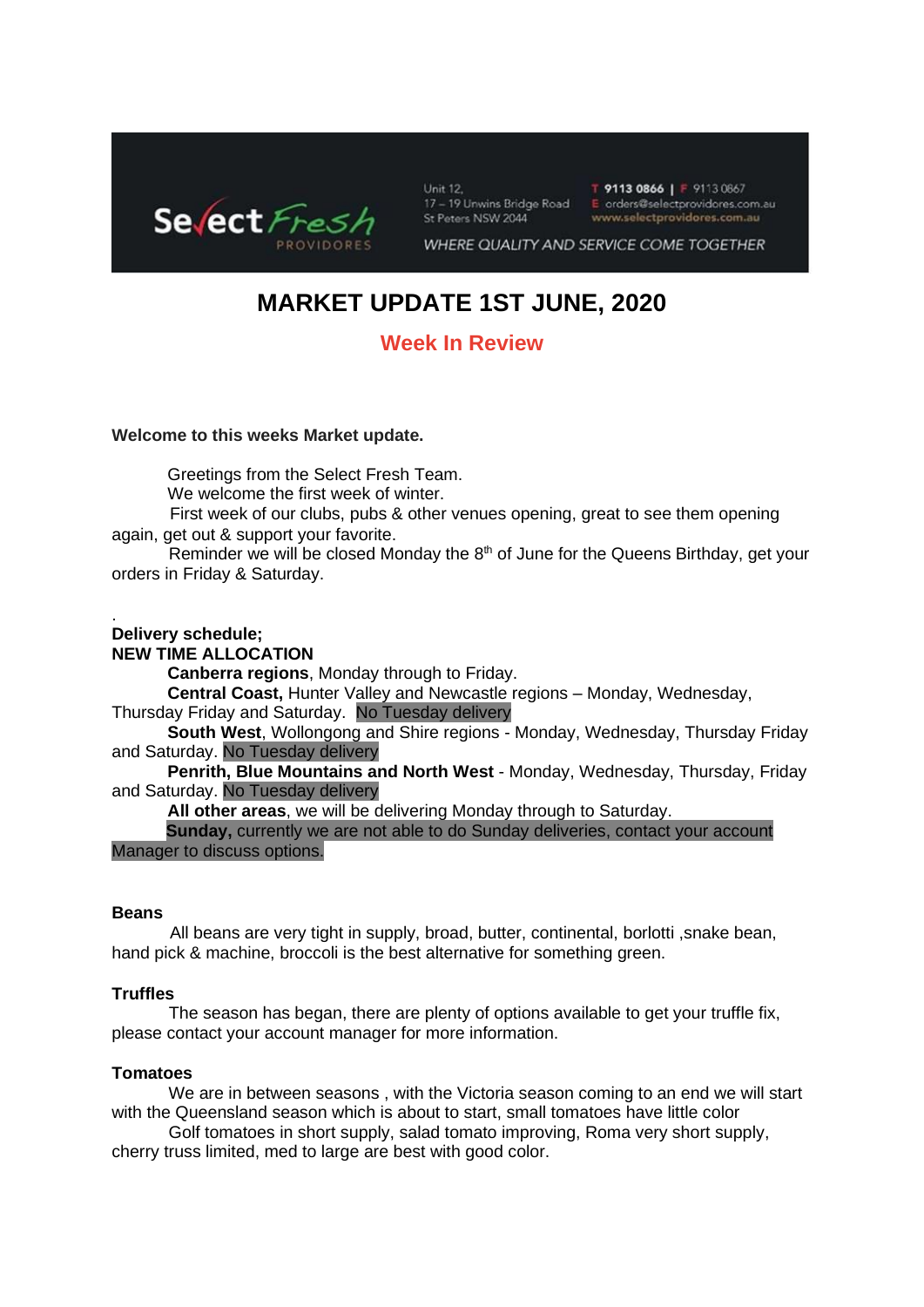Select Fresh PROVIDORES

Unit 12,
17 – 19 Unwins Bridge Road
St Peters NSW 2044

T 9113 0866 | F 9113 0867
E orders@selectprovidores.com.au
www.selectprovidores.com.au

WHERE QUALITY AND SERVICE COME TOGETHER

# MARKET UPDATE 1ST JUNE, 2020

## Week In Review

**Welcome to this weeks Market update.**

Greetings from the Select Fresh Team.
We welcome the first week of winter.
First week of our clubs, pubs & other venues opening, great to see them opening again, get out & support your favorite.
Reminder we will be closed Monday the 8th of June for the Queens Birthday, get your orders in Friday & Saturday.

.
**Delivery schedule;**
**NEW TIME ALLOCATION**

**Canberra regions**, Monday through to Friday.
**Central Coast,** Hunter Valley and Newcastle regions – Monday, Wednesday, Thursday Friday and Saturday. No Tuesday delivery
**South West**, Wollongong and Shire regions - Monday, Wednesday, Thursday Friday and Saturday. No Tuesday delivery
**Penrith, Blue Mountains and North West** - Monday, Wednesday, Thursday, Friday and Saturday. No Tuesday delivery
**All other areas**, we will be delivering Monday through to Saturday.
**Sunday,** currently we are not able to do Sunday deliveries, contact your account Manager to discuss options.

**Beans**

All beans are very tight in supply, broad, butter, continental, borlotti ,snake bean, hand pick & machine, broccoli is the best alternative for something green.

**Truffles**

The season has began, there are plenty of options available to get your truffle fix, please contact your account manager for more information.

**Tomatoes**

We are in between seasons , with the Victoria season coming to an end we will start with the Queensland season which is about to start, small tomatoes have little color
Golf tomatoes in short supply, salad tomato improving, Roma very short supply, cherry truss limited, med to large are best with good color.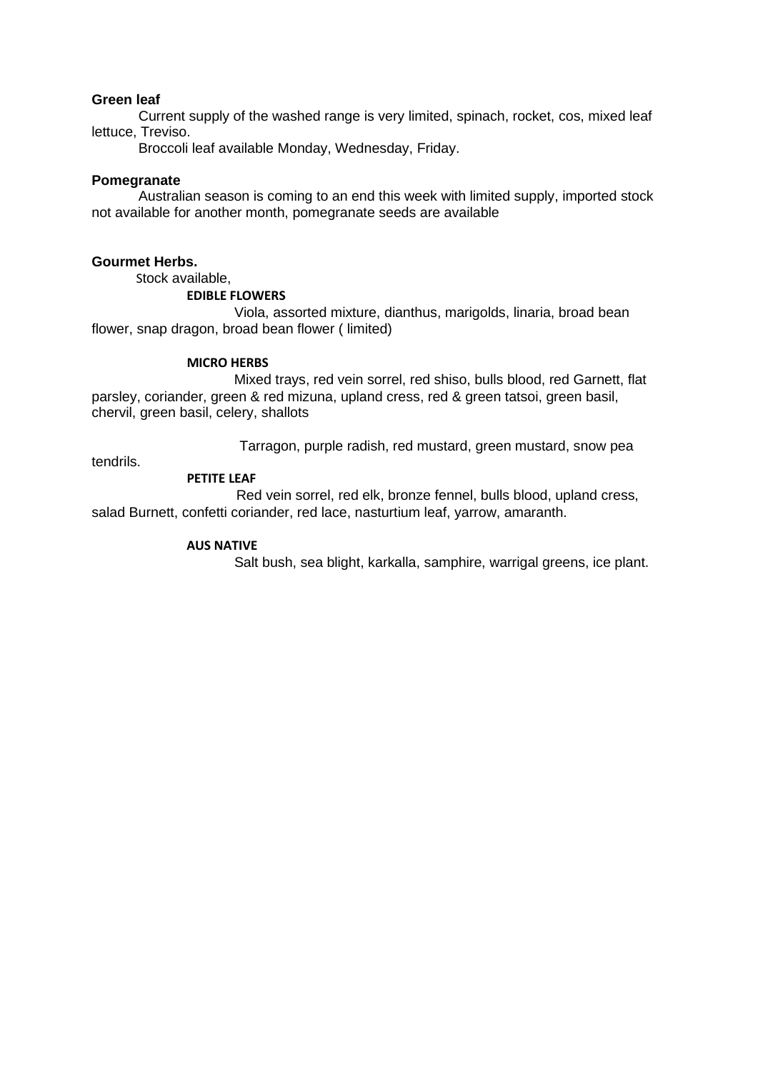**Green leaf**

Current supply of the washed range is very limited, spinach, rocket, cos, mixed leaf lettuce, Treviso.

Broccoli leaf available Monday, Wednesday, Friday.

**Pomegranate**

Australian season is coming to an end this week with limited supply, imported stock not available for another month, pomegranate seeds are available

**Gourmet Herbs.**

Stock available,

**EDIBLE FLOWERS**

Viola, assorted mixture, dianthus, marigolds, linaria, broad bean flower, snap dragon, broad bean flower ( limited)

**MICRO HERBS**

Mixed trays, red vein sorrel, red shiso, bulls blood, red Garnett, flat parsley, coriander, green & red mizuna, upland cress, red & green tatsoi, green basil, chervil, green basil, celery, shallots

Tarragon, purple radish, red mustard, green mustard, snow pea tendrils.

**PETITE LEAF**

Red vein sorrel, red elk, bronze fennel, bulls blood, upland cress, salad Burnett, confetti coriander, red lace, nasturtium leaf, yarrow, amaranth.

**AUS NATIVE**

Salt bush, sea blight, karkalla, samphire, warrigal greens, ice plant.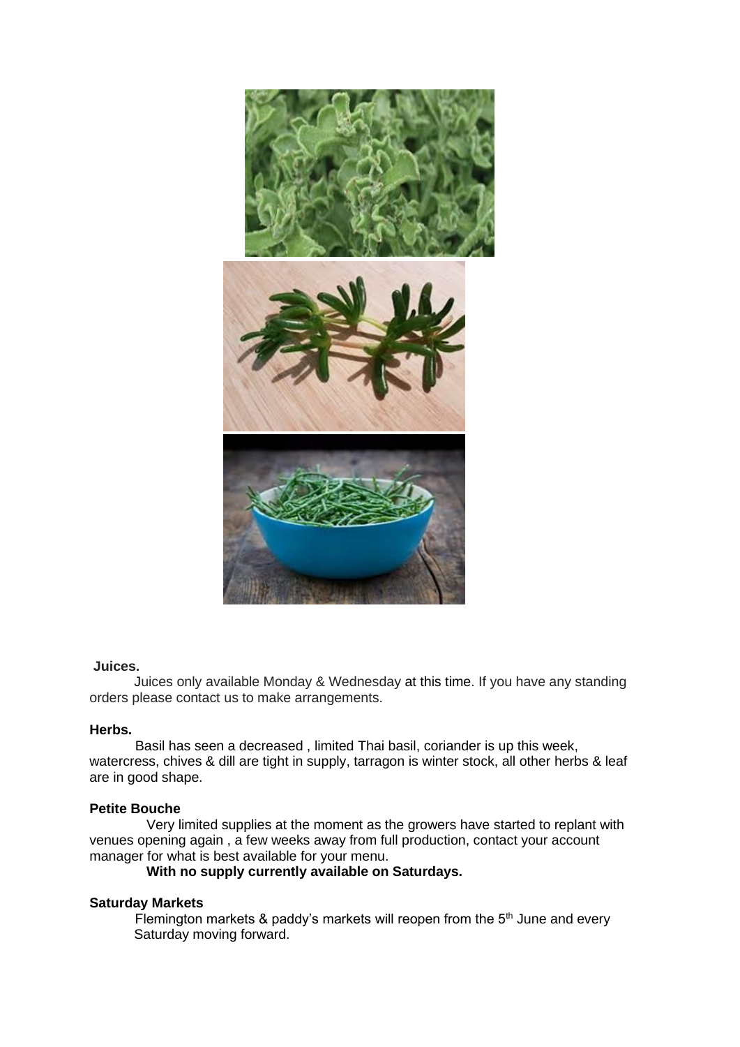**Juices.**

Juices only available Monday & Wednesday at this time. If you have any standing orders please contact us to make arrangements.

**Herbs.**

Basil has seen a decreased , limited Thai basil, coriander is up this week, watercress, chives & dill are tight in supply, tarragon is winter stock, all other herbs & leaf are in good shape.

**Petite Bouche**

Very limited supplies at the moment as the growers have started to replant with venues opening again , a few weeks away from full production, contact your account manager for what is best available for your menu.

**With no supply currently available on Saturdays.**

**Saturday Markets**

Flemington markets & paddy's markets will reopen from the 5th June and every Saturday moving forward.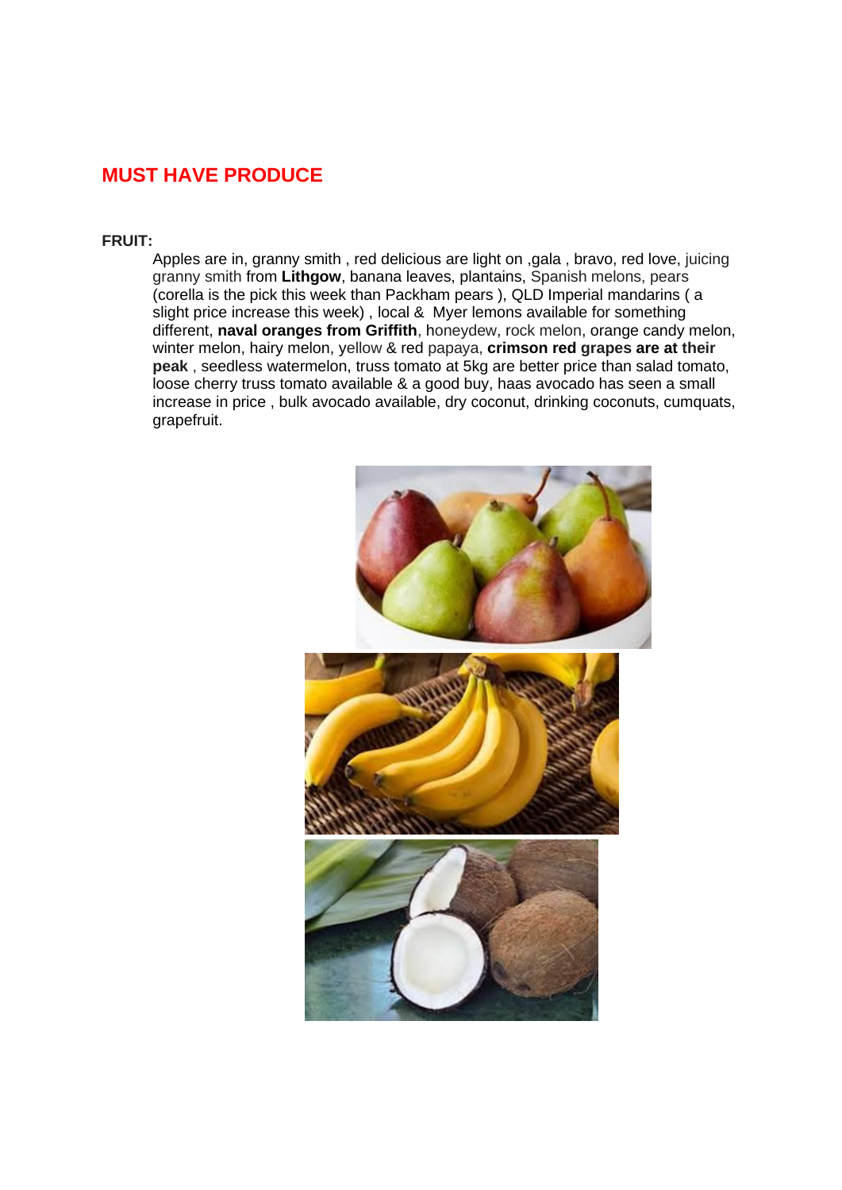# MUST HAVE PRODUCE

**FRUIT:**

Apples are in, granny smith , red delicious are light on ,gala , bravo, red love, juicing granny smith from **Lithgow**, banana leaves, plantains, Spanish melons, pears (corella is the pick this week than Packham pears ), QLD Imperial mandarins ( a slight price increase this week) , local & Myer lemons available for something different, **naval oranges from Griffith**, honeydew, rock melon, orange candy melon, winter melon, hairy melon, yellow & red papaya, **crimson red grapes are at their peak** , seedless watermelon, truss tomato at 5kg are better price than salad tomato, loose cherry truss tomato available & a good buy, haas avocado has seen a small increase in price , bulk avocado available, dry coconut, drinking coconuts, cumquats, grapefruit.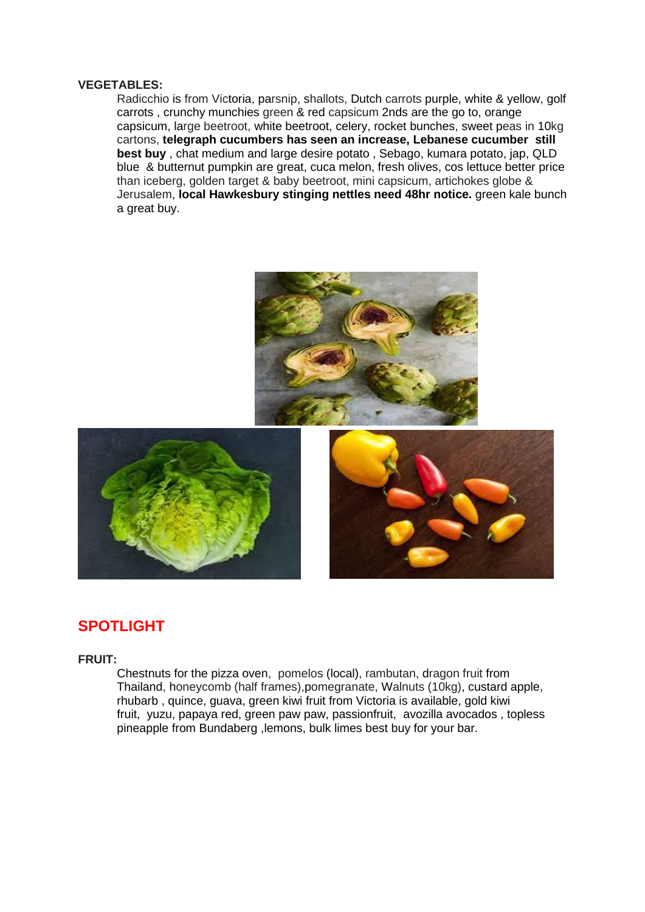**VEGETABLES:**

Radicchio is from Victoria, parsnip, shallots, Dutch carrots purple, white & yellow, golf carrots , crunchy munchies green & red capsicum 2nds are the go to, orange capsicum, large beetroot, white beetroot, celery, rocket bunches, sweet peas in 10kg cartons, **telegraph cucumbers has seen an increase, Lebanese cucumber still best buy** , chat medium and large desire potato , Sebago, kumara potato, jap, QLD blue & butternut pumpkin are great, cuca melon, fresh olives, cos lettuce better price than iceberg, golden target & baby beetroot, mini capsicum, artichokes globe & Jerusalem, **local Hawkesbury stinging nettles need 48hr notice.** green kale bunch a great buy.

## SPOTLIGHT

**FRUIT:**

Chestnuts for the pizza oven, pomelos (local), rambutan, dragon fruit from Thailand, honeycomb (half frames),pomegranate, Walnuts (10kg), custard apple, rhubarb , quince, guava, green kiwi fruit from Victoria is available, gold kiwi fruit, yuzu, papaya red, green paw paw, passionfruit, avozilla avocados , topless pineapple from Bundaberg ,lemons, bulk limes best buy for your bar.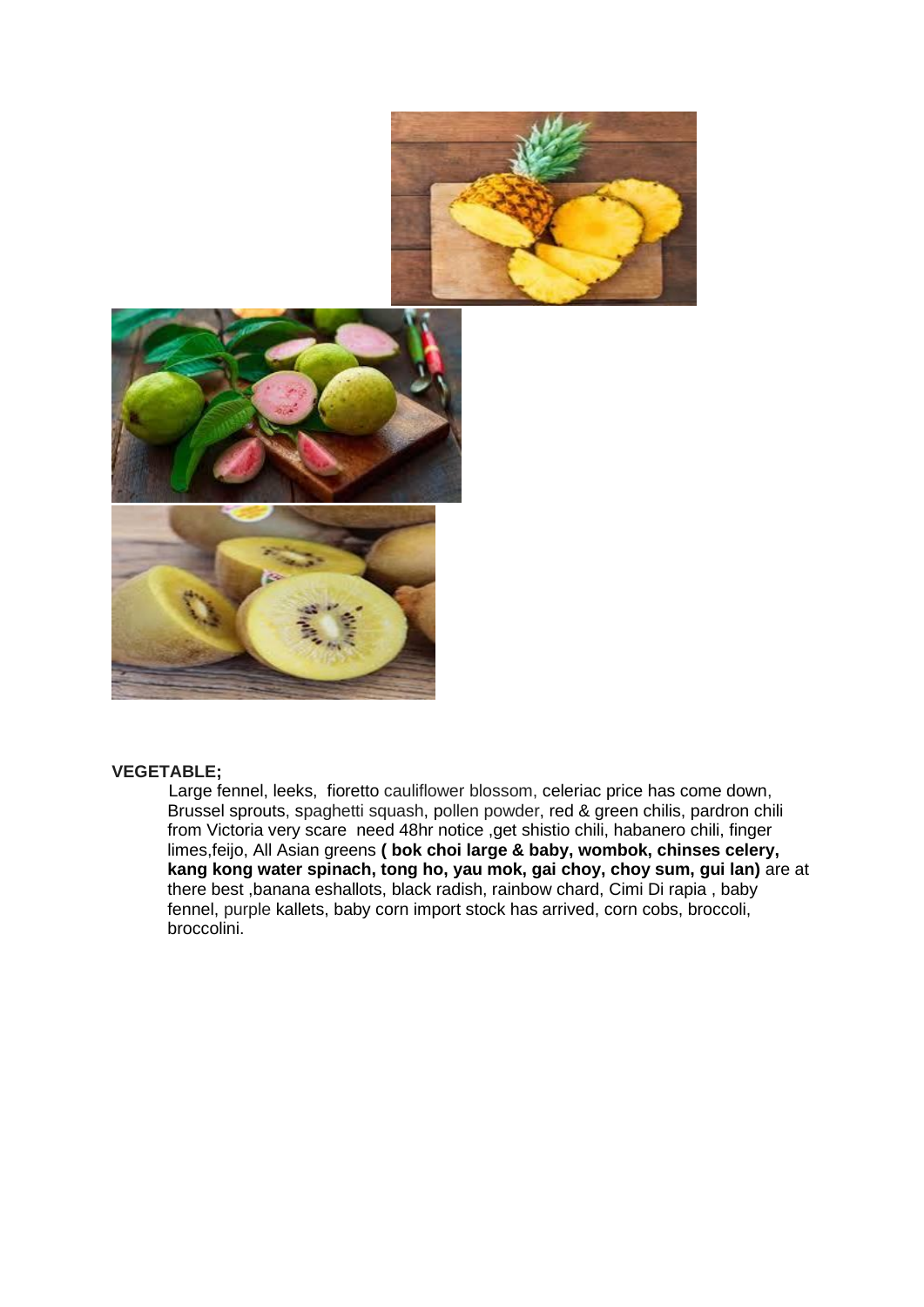**VEGETABLE;**

Large fennel, leeks, fioretto cauliflower blossom, celeriac price has come down, Brussel sprouts, spaghetti squash, pollen powder, red & green chilis, pardron chili from Victoria very scare need 48hr notice ,get shistio chili, habanero chili, finger limes,feijo, All Asian greens **( bok choi large & baby, wombok, chinses celery, kang kong water spinach, tong ho, yau mok, gai choy, choy sum, gui lan)** are at there best ,banana eshallots, black radish, rainbow chard, Cimi Di rapia , baby fennel, purple kallets, baby corn import stock has arrived, corn cobs, broccoli, broccolini.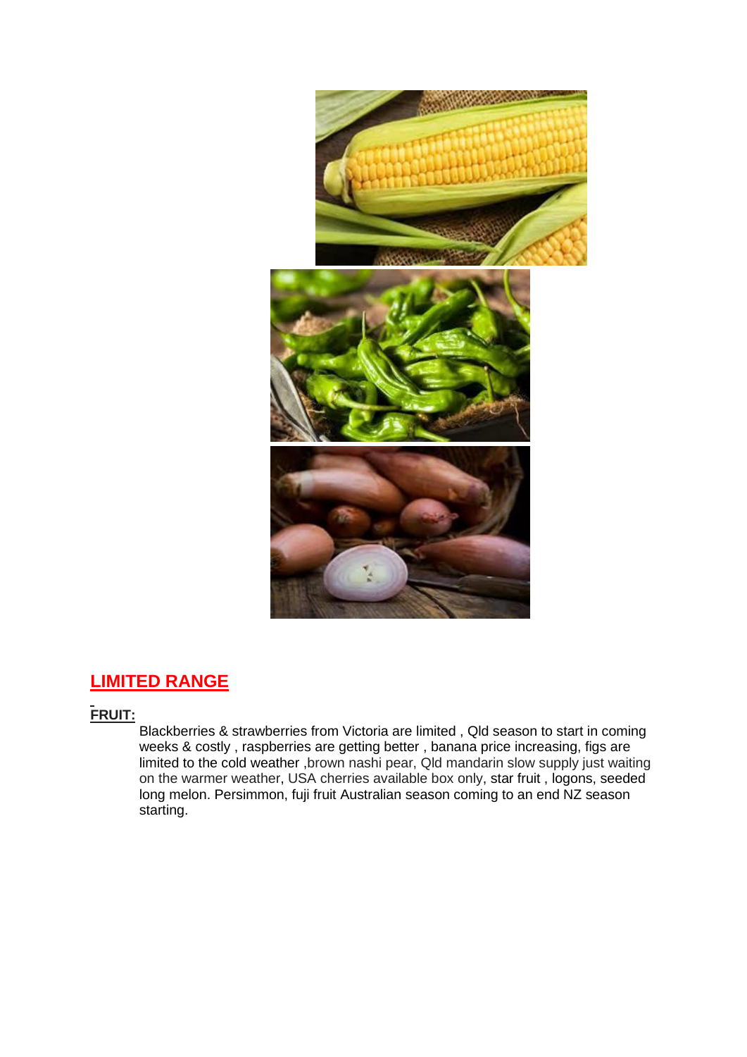## LIMITED RANGE

**FRUIT:**

Blackberries & strawberries from Victoria are limited , Qld season to start in coming weeks & costly , raspberries are getting better , banana price increasing, figs are limited to the cold weather ,brown nashi pear, Qld mandarin slow supply just waiting on the warmer weather, USA cherries available box only, star fruit , logons, seeded long melon. Persimmon, fuji fruit Australian season coming to an end NZ season starting.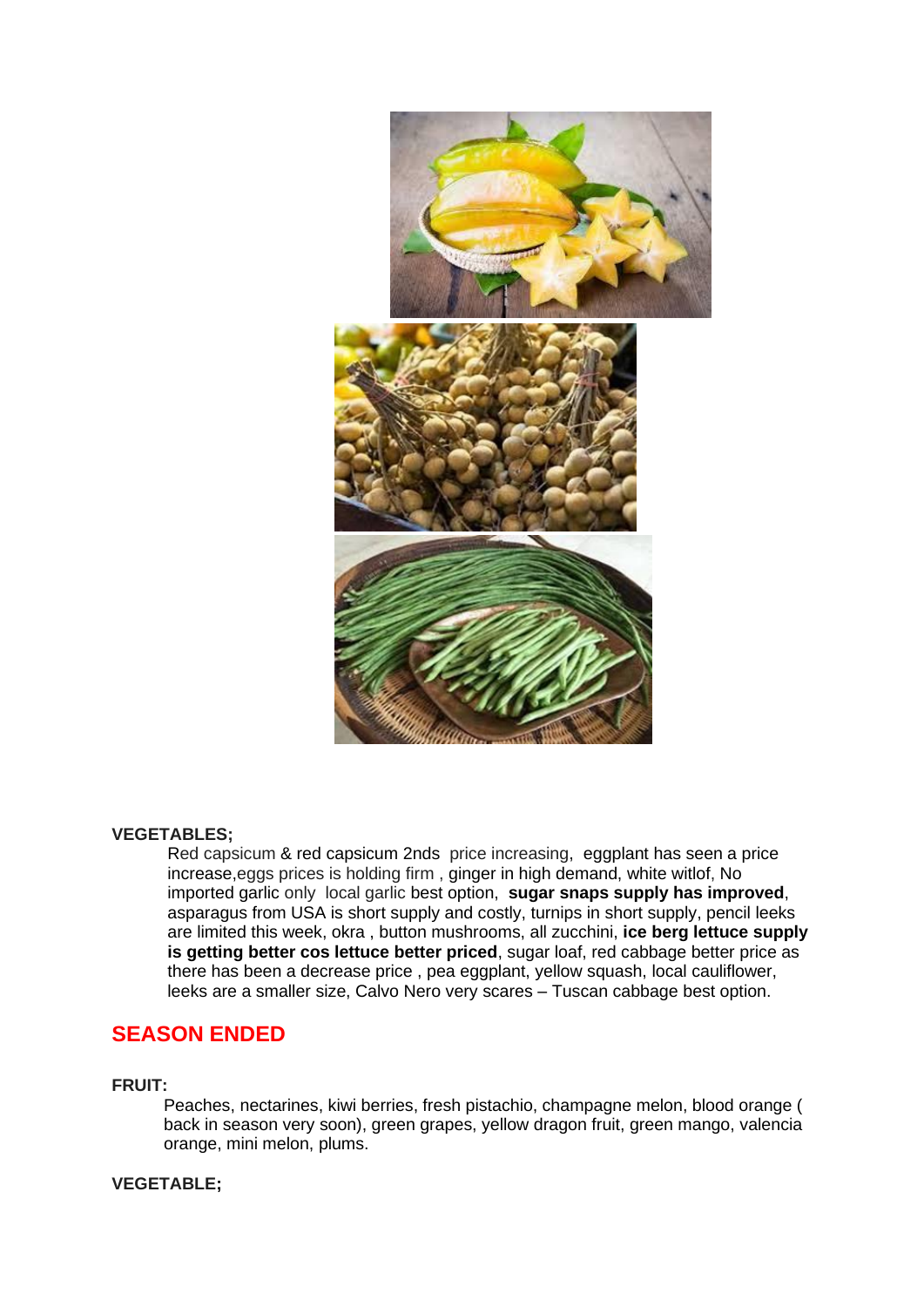**VEGETABLES;**

Red capsicum & red capsicum 2nds price increasing, eggplant has seen a price increase,eggs prices is holding firm , ginger in high demand, white witlof, No imported garlic only local garlic best option, **sugar snaps supply has improved**, asparagus from USA is short supply and costly, turnips in short supply, pencil leeks are limited this week, okra , button mushrooms, all zucchini, **ice berg lettuce supply is getting better cos lettuce better priced**, sugar loaf, red cabbage better price as there has been a decrease price , pea eggplant, yellow squash, local cauliflower, leeks are a smaller size, Calvo Nero very scares – Tuscan cabbage best option.

## SEASON ENDED

**FRUIT:**

Peaches, nectarines, kiwi berries, fresh pistachio, champagne melon, blood orange ( back in season very soon), green grapes, yellow dragon fruit, green mango, valencia orange, mini melon, plums.

**VEGETABLE;**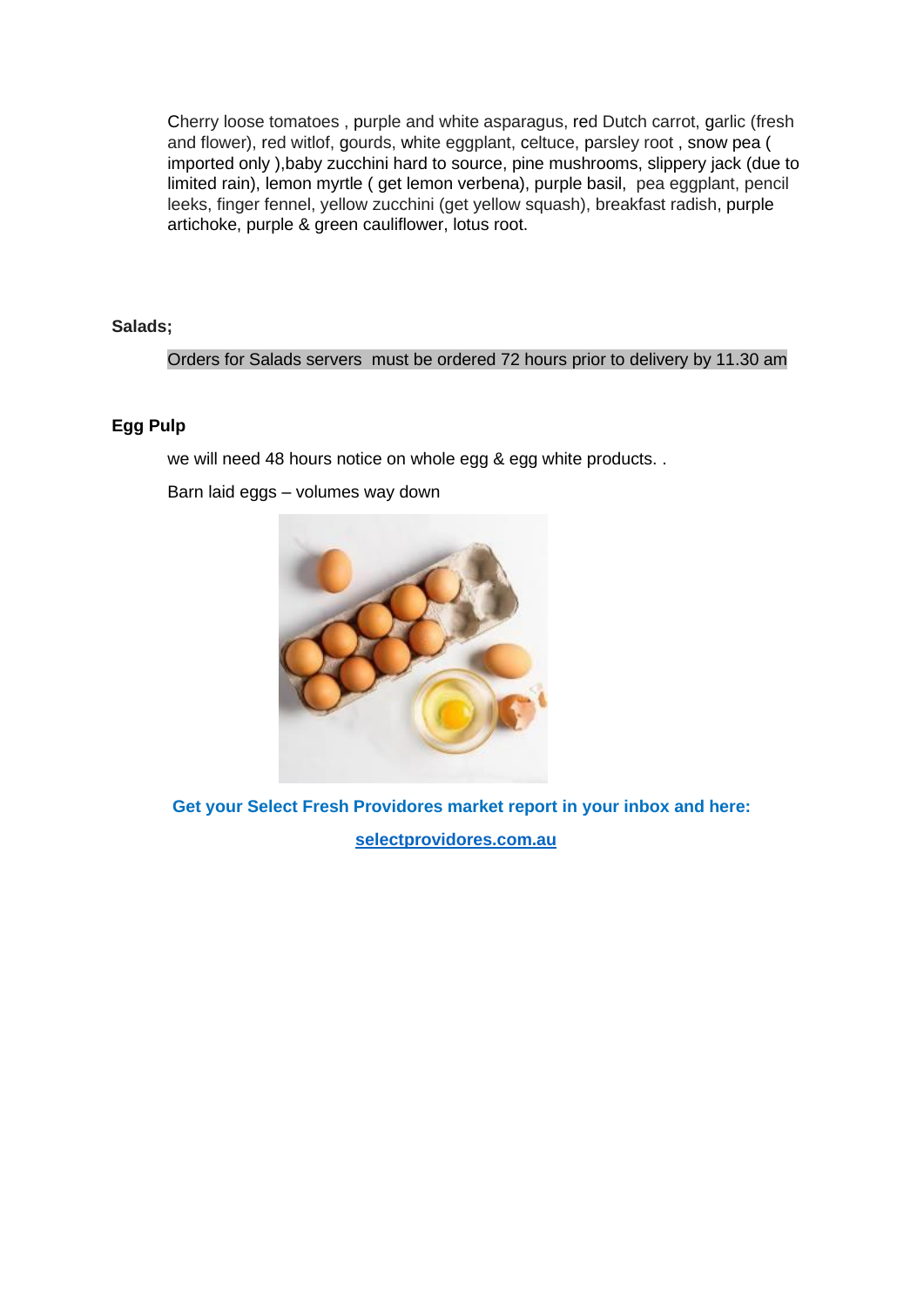Cherry loose tomatoes , purple and white asparagus, red Dutch carrot, garlic (fresh and flower), red witlof, gourds, white eggplant, celtuce, parsley root , snow pea ( imported only ),baby zucchini hard to source, pine mushrooms, slippery jack (due to limited rain), lemon myrtle ( get lemon verbena), purple basil, pea eggplant, pencil leeks, finger fennel, yellow zucchini (get yellow squash), breakfast radish, purple artichoke, purple & green cauliflower, lotus root.

**Salads;**

Orders for Salads servers must be ordered 72 hours prior to delivery by 11.30 am

**Egg Pulp**

we will need 48 hours notice on whole egg & egg white products. .

Barn laid eggs – volumes way down

**Get your Select Fresh Providores market report in your inbox and here:**

**selectprovidores.com.au**